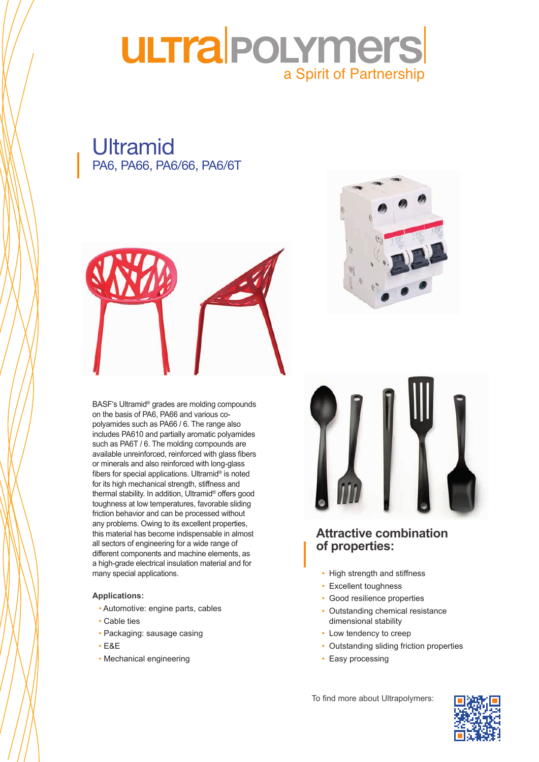# ultra POLYMERS

a Spirit of Partnership

## Ultramid

PA6, PA66, PA6/66, PA6/6T

BASF's Ultramid® grades are molding compounds on the basis of PA6, PA66 and various co-polyamides such as PA66 / 6. The range also includes PA610 and partially aromatic polyamides such as PA6T / 6. The molding compounds are available unreinforced, reinforced with glass fibers or minerals and also reinforced with long-glass fibers for special applications. Ultramid® is noted for its high mechanical strength, stiffness and thermal stability. In addition, Ultramid® offers good toughness at low temperatures, favorable sliding friction behavior and can be processed without any problems. Owing to its excellent properties, this material has become indispensable in almost all sectors of engineering for a wide range of different components and machine elements, as a high-grade electrical insulation material and for many special applications.

**Applications:**

- Automotive: engine parts, cables
- Cable ties
- Packaging: sausage casing
- E&E
- Mechanical engineering

## Attractive combination of properties:

- High strength and stiffness
- Excellent toughness
- Good resilience properties
- Outstanding chemical resistance dimensional stability
- Low tendency to creep
- Outstanding sliding friction properties
- Easy processing

To find more about Ultrapolymers: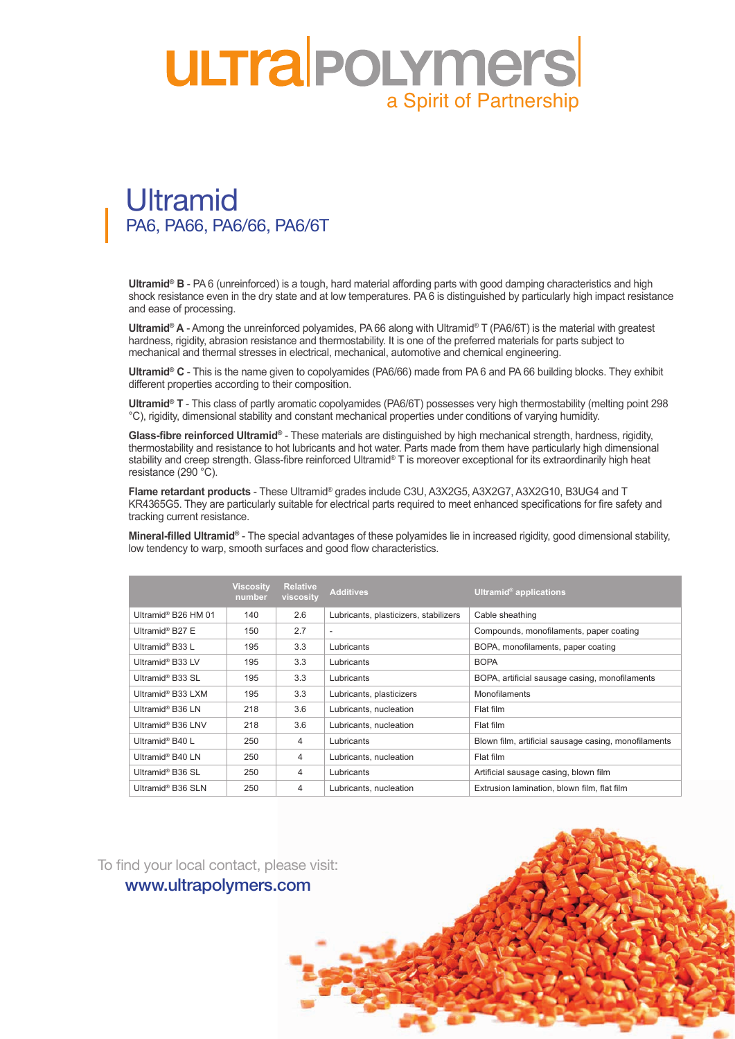# ULTRA POLYMERS

a Spirit of Partnership

# Ultramid

## PA6, PA66, PA6/66, PA6/6T

**Ultramid® B** - PA 6 (unreinforced) is a tough, hard material affording parts with good damping characteristics and high shock resistance even in the dry state and at low temperatures. PA 6 is distinguished by particularly high impact resistance and ease of processing.

**Ultramid® A** - Among the unreinforced polyamides, PA 66 along with Ultramid® T (PA6/6T) is the material with greatest hardness, rigidity, abrasion resistance and thermostability. It is one of the preferred materials for parts subject to mechanical and thermal stresses in electrical, mechanical, automotive and chemical engineering.

**Ultramid® C** - This is the name given to copolyamides (PA6/66) made from PA 6 and PA 66 building blocks. They exhibit different properties according to their composition.

**Ultramid® T** - This class of partly aromatic copolyamides (PA6/6T) possesses very high thermostability (melting point 298 °C), rigidity, dimensional stability and constant mechanical properties under conditions of varying humidity.

**Glass-fibre reinforced Ultramid®** - These materials are distinguished by high mechanical strength, hardness, rigidity, thermostability and resistance to hot lubricants and hot water. Parts made from them have particularly high dimensional stability and creep strength. Glass-fibre reinforced Ultramid® T is moreover exceptional for its extraordinarily high heat resistance (290 °C).

**Flame retardant products** - These Ultramid® grades include C3U, A3X2G5, A3X2G7, A3X2G10, B3UG4 and T KR4365G5. They are particularly suitable for electrical parts required to meet enhanced specifications for fire safety and tracking current resistance.

**Mineral-filled Ultramid®** - The special advantages of these polyamides lie in increased rigidity, good dimensional stability, low tendency to warp, smooth surfaces and good flow characteristics.

| | Viscosity number | Relative viscosity | Additives | Ultramid® applications |
|---|---|---|---|---|
| Ultramid® B26 HM 01 | 140 | 2.6 | Lubricants, plasticizers, stabilizers | Cable sheathing |
| Ultramid® B27 E | 150 | 2.7 | - | Compounds, monofilaments, paper coating |
| Ultramid® B33 L | 195 | 3.3 | Lubricants | BOPA, monofilaments, paper coating |
| Ultramid® B33 LV | 195 | 3.3 | Lubricants | BOPA |
| Ultramid® B33 SL | 195 | 3.3 | Lubricants | BOPA, artificial sausage casing, monofilaments |
| Ultramid® B33 LXM | 195 | 3.3 | Lubricants, plasticizers | Monofilaments |
| Ultramid® B36 LN | 218 | 3.6 | Lubricants, nucleation | Flat film |
| Ultramid® B36 LNV | 218 | 3.6 | Lubricants, nucleation | Flat film |
| Ultramid® B40 L | 250 | 4 | Lubricants | Blown film, artificial sausage casing, monofilaments |
| Ultramid® B40 LN | 250 | 4 | Lubricants, nucleation | Flat film |
| Ultramid® B36 SL | 250 | 4 | Lubricants | Artificial sausage casing, blown film |
| Ultramid® B36 SLN | 250 | 4 | Lubricants, nucleation | Extrusion lamination, blown film, flat film |

To find your local contact, please visit:
**www.ultrapolymers.com**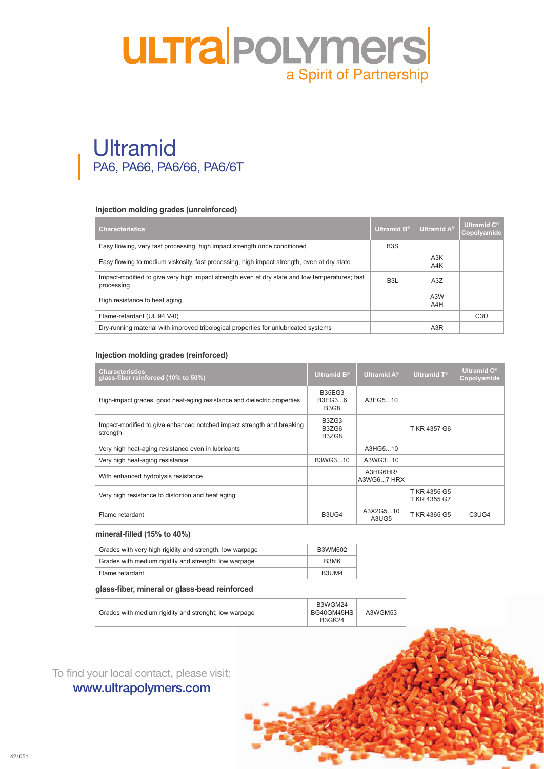# ULTRA POLYMERS

a Spirit of Partnership

## Ultramid

PA6, PA66, PA6/66, PA6/6T

### Injection molding grades (unreinforced)

| Characteristics | Ultramid B® | Ultramid A® | Ultramid C® Copolyamide |
|---|---|---|---|
| Easy flowing, very fast processing, high impact strength once conditioned | B3S | | |
| Easy flowing to medium viskosity, fast processing, high impact strength, even at dry state | | A3K A4K | |
| Impact-modified to give very high impact strength even at dry state and low temperatures; fast processing | B3L | A3Z | |
| High resistance to heat aging | | A3W A4H | |
| Flame-retardant (UL 94 V-0) | | | C3U |
| Dry-running material with improved tribological properties for unlubricated systems | | A3R | |

### Injection molding grades (reinforced)

| Characteristics glass-fiber reinforced (10% to 50%) | Ultramid B® | Ultramid A® | Ultramid T® | Ultramid C® Copolyamide |
|---|---|---|---|---|
| High-impact grades, good heat-aging resistance and dielectric properties | B35EG3 B3EG3...6 B3G8 | A3EG5...10 | | |
| Impact-modified to give enhanced notched impact strength and breaking strength | B3ZG3 B3ZG6 B3ZG8 | | T KR 4357 G6 | |
| Very high heat-aging resistance even in lubricants | | A3HG5...10 | | |
| Very high heat-aging resistance | B3WG3...10 | A3WG3...10 | | |
| With enhanced hydrolysis resistance | | A3HG6HR/ A3WG6...7 HRX | | |
| Very high resistance to distortion and heat aging | | | T KR 4355 G5 T KR 4355 G7 | |
| Flame retardant | B3UG4 | A3X2G5...10 A3UG5 | T KR 4365 G5 | C3UG4 |

### mineral-filled (15% to 40%)

| | |
|---|---|
| Grades with very high rigidity and strength; low warpage | B3WM602 |
| Grades with medium rigidity and strength; low warpage | B3M6 |
| Flame retardant | B3UM4 |

### glass-fiber, mineral or glass-bead reinforced

| | | |
|---|---|---|
| Grades with medium rigidity and strenght; low warpage | B3WGM24 BG40GM45HS B3GK24 | A3WGM53 |

To find your local contact, please visit:
**www.ultrapolymers.com**

421051